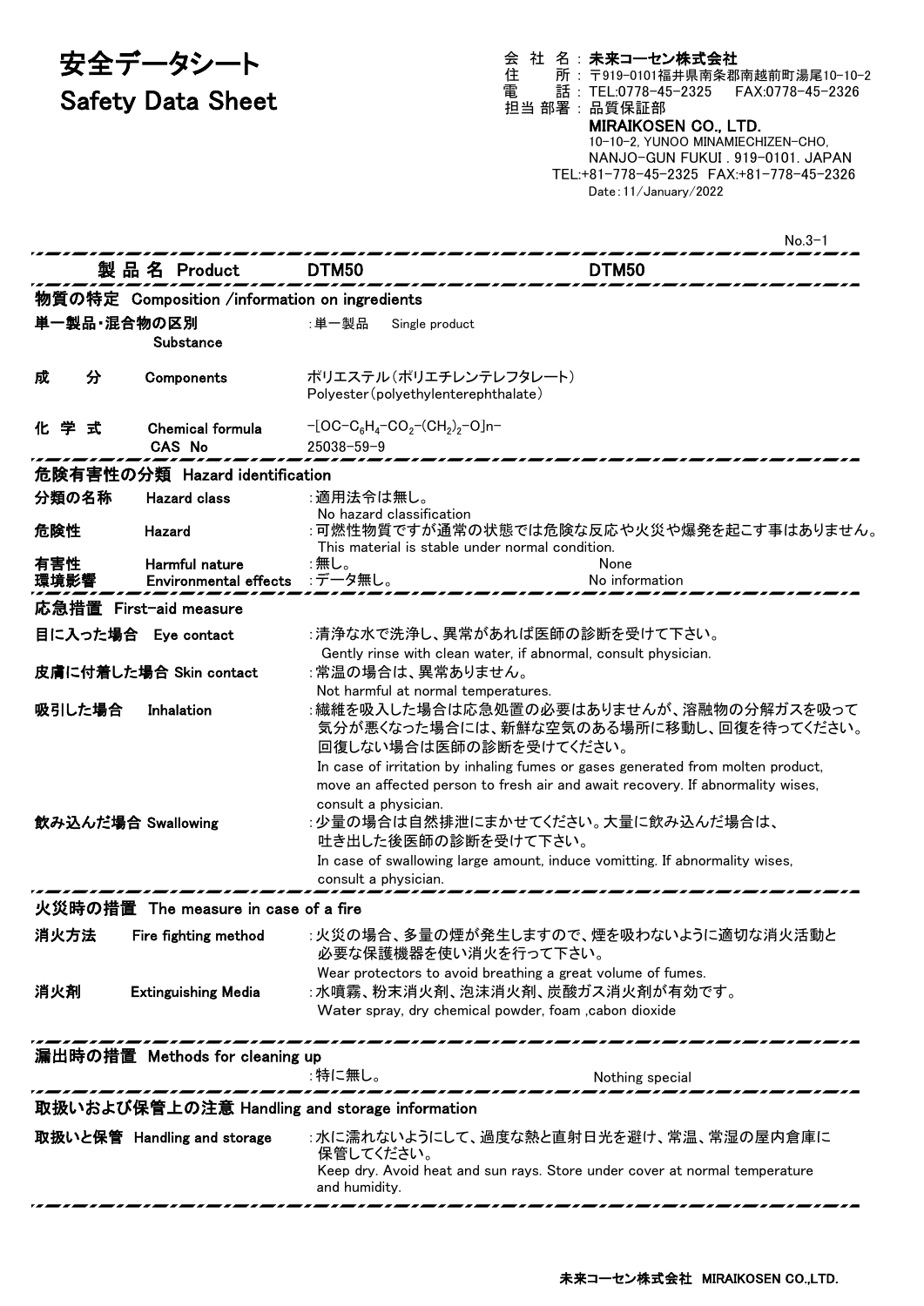# 安全データシート
# Safety Data Sheet

会 社 名：**未来コーセン株式会社**
住　　所：〒919-0101福井県南条郡南越前町湯尾10-10-2
電　　話：TEL:0778-45-2325　FAX:0778-45-2326
担当 部署：品質保証部

**MIRAIKOSEN CO., LTD.**
10-10-2, YUNOO MINAMIECHIZEN-CHO,
NANJO-GUN FUKUI . 919-0101. JAPAN
TEL:+81-778-45-2325 FAX:+81-778-45-2326
Date：11/January/2022

No.3-1

## 製品名 Product　DTM50　DTM50

## 物質の特定 Composition /information on ingredients

**単一製品・混合物の区別 Substance**　：単一製品　Single product

**成分 Components**　ポリエステル（ポリエチレンテレフタレート）
Polyester（polyethylenterephthalate）

**化学式 Chemical formula**　$-[OC-C_6H_4-CO_2-(CH_2)_2-O]n-$
**CAS No**　25038-59-9

## 危険有害性の分類 Hazard identification

**分類の名称 Hazard class**　：適用法令は無し。
No hazard classification

**危険性 Hazard**　：可燃性物質ですが通常の状態では危険な反応や火災や爆発を起こす事はありません。
This material is stable under normal condition.

**有害性 Harmful nature**　：無し。　None

**環境影響 Environmental effects**　：データ無し。　No information

## 応急措置 First-aid measure

**目に入った場合 Eye contact**　：清浄な水で洗浄し、異常があれば医師の診断を受けて下さい。
Gently rinse with clean water, if abnormal, consult physician.

**皮膚に付着した場合 Skin contact**　：常温の場合は、異常ありません。
Not harmful at normal temperatures.

**吸引した場合 Inhalation**　：繊維を吸入した場合は応急処置の必要はありませんが、溶融物の分解ガスを吸って気分が悪くなった場合には、新鮮な空気のある場所に移動し、回復を待ってください。回復しない場合は医師の診断を受けてください。
In case of irritation by inhaling fumes or gases generated from molten product, move an affected person to fresh air and await recovery. If abnormality wises, consult a physician.

**飲み込んだ場合 Swallowing**　：少量の場合は自然排泄にまかせてください。大量に飲み込んだ場合は、吐き出した後医師の診断を受けて下さい。
In case of swallowing large amount, induce vomitting. If abnormality wises, consult a physician.

## 火災時の措置 The measure in case of a fire

**消火方法 Fire fighting method**　：火災の場合、多量の煙が発生しますので、煙を吸わないように適切な消火活動と必要な保護機器を使い消火を行って下さい。
Wear protectors to avoid breathing a great volume of fumes.

**消火剤 Extinguishing Media**　：水噴霧、粉末消火剤、泡沫消火剤、炭酸ガス消火剤が有効です。
Water spray, dry chemical powder, foam ,cabon dioxide

## 漏出時の措置 Methods for cleaning up

：特に無し。　Nothing special

## 取扱いおよび保管上の注意 Handling and storage information

**取扱いと保管 Handling and storage**　：水に濡れないようにして、過度な熱と直射日光を避け、常温、常湿の屋内倉庫に保管してください。
Keep dry. Avoid heat and sun rays. Store under cover at normal temperature and humidity.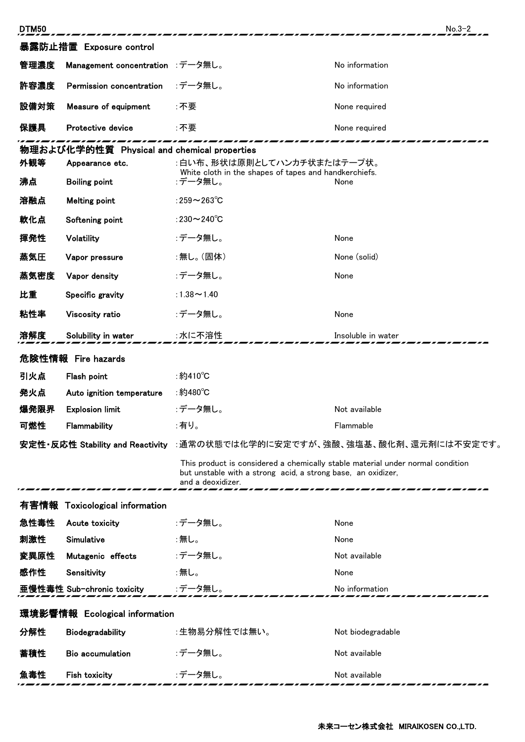## 暴露防止措置 Exposure control

| | | | |
|---|---|---|---|
| 管理濃度 | Management concentration | :データ無し。 | No information |
| 許容濃度 | Permission concentration | :データ無し。 | No information |
| 設備対策 | Measure of equipment | :不要 | None required |
| 保護具 | Protective device | :不要 | None required |

## 物理および化学的性質 Physical and chemical properties

| | | | |
|---|---|---|---|
| 外観等 | Appearance etc. | :白い布、形状は原則としてハンカチ状またはテープ状。 White cloth in the shapes of tapes and handkerchiefs. | |
| 沸点 | Boiling point | :データ無し。 | None |
| 溶融点 | Melting point | :259～263℃ | |
| 軟化点 | Softening point | :230～240℃ | |
| 揮発性 | Volatility | :データ無し。 | None |
| 蒸気圧 | Vapor pressure | :無し。(固体) | None (solid) |
| 蒸気密度 | Vapor density | :データ無し。 | None |
| 比重 | Specific gravity | :1.38～1.40 | |
| 粘性率 | Viscosity ratio | :データ無し。 | None |
| 溶解度 | Solubility in water | :水に不溶性 | Insoluble in water |

## 危険性情報 Fire hazards

| | | | |
|---|---|---|---|
| 引火点 | Flash point | :約410℃ | |
| 発火点 | Auto ignition temperature | :約480℃ | |
| 爆発限界 | Explosion limit | :データ無し。 | Not available |
| 可燃性 | Flammability | :有り。 | Flammable |

**安定性・反応性 Stability and Reactivity** :通常の状態では化学的に安定ですが、強酸、強塩基、酸化剤、還元剤には不安定です。

This product is considered a chemically stable material under normal condition but unstable with a strong acid, a strong base, an oxidizer, and a deoxidizer.

## 有害情報 Toxicological information

| | | | |
|---|---|---|---|
| 急性毒性 | Acute toxicity | :データ無し。 | None |
| 刺激性 | Simulative | :無し。 | None |
| 変異原性 | Mutagenic effects | :データ無し。 | Not available |
| 感作性 | Sensitivity | :無し。 | None |
| 亜慢性毒性 | Sub-chronic toxicity | :データ無し。 | No information |

## 環境影響情報 Ecological information

| | | | |
|---|---|---|---|
| 分解性 | Biodegradability | :生物易分解性では無い。 | Not biodegradable |
| 蓄積性 | Bio accumulation | :データ無し。 | Not available |
| 魚毒性 | Fish toxicity | :データ無し。 | Not available |

未来コーセン株式会社 MIRAIKOSEN CO.,LTD.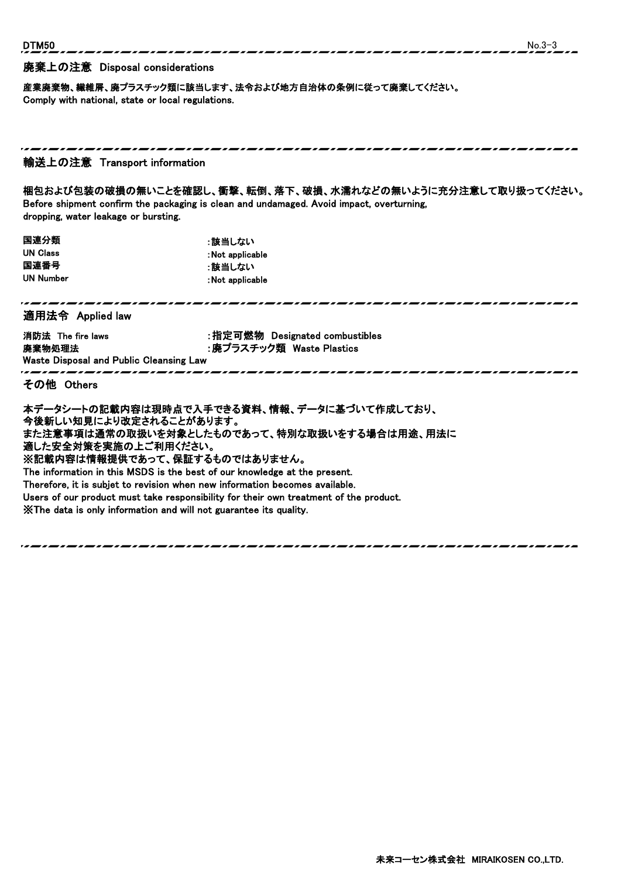## 廃棄上の注意　Disposal considerations

産業廃棄物、繊維屑、廃プラスチック類に該当します、法令および地方自治体の条例に従って廃棄してください。
Comply with national, state or local regulations.

## 輸送上の注意　Transport information

梱包および包装の破損の無いことを確認し、衝撃、転倒、落下、破損、水濡れなどの無いように充分注意して取り扱ってください。
Before shipment confirm the packaging is clean and undamaged. Avoid impact, overturning, dropping, water leakage or bursting.

| | |
|---|---|
| 国連分類 | :該当しない |
| UN Class | :Not applicable |
| 国連番号 | :該当しない |
| UN Number | :Not applicable |

## 適用法令　Applied law

| | |
|---|---|
| 消防法　The fire laws | :指定可燃物　Designated combustibles |
| 廃棄物処理法<br>Waste Disposal and Public Cleansing Law | :廃プラスチック類　Waste Plastics |

## その他　Others

本データシートの記載内容は現時点で入手できる資料、情報、データに基づいて作成しており、
今後新しい知見により改定されることがあります。
また注意事項は通常の取扱いを対象としたものであって、特別な取扱いをする場合は用途、用法に
適した安全対策を実施の上ご利用ください。
※記載内容は情報提供であって、保証するものではありません。
The information in this MSDS is the best of our knowledge at the present.
Therefore, it is subjet to revision when new information becomes available.
Users of our product must take responsibility for their own treatment of the product.
※The data is only information and will not guarantee its quality.

未来コーセン株式会社　MIRAIKOSEN CO.,LTD.